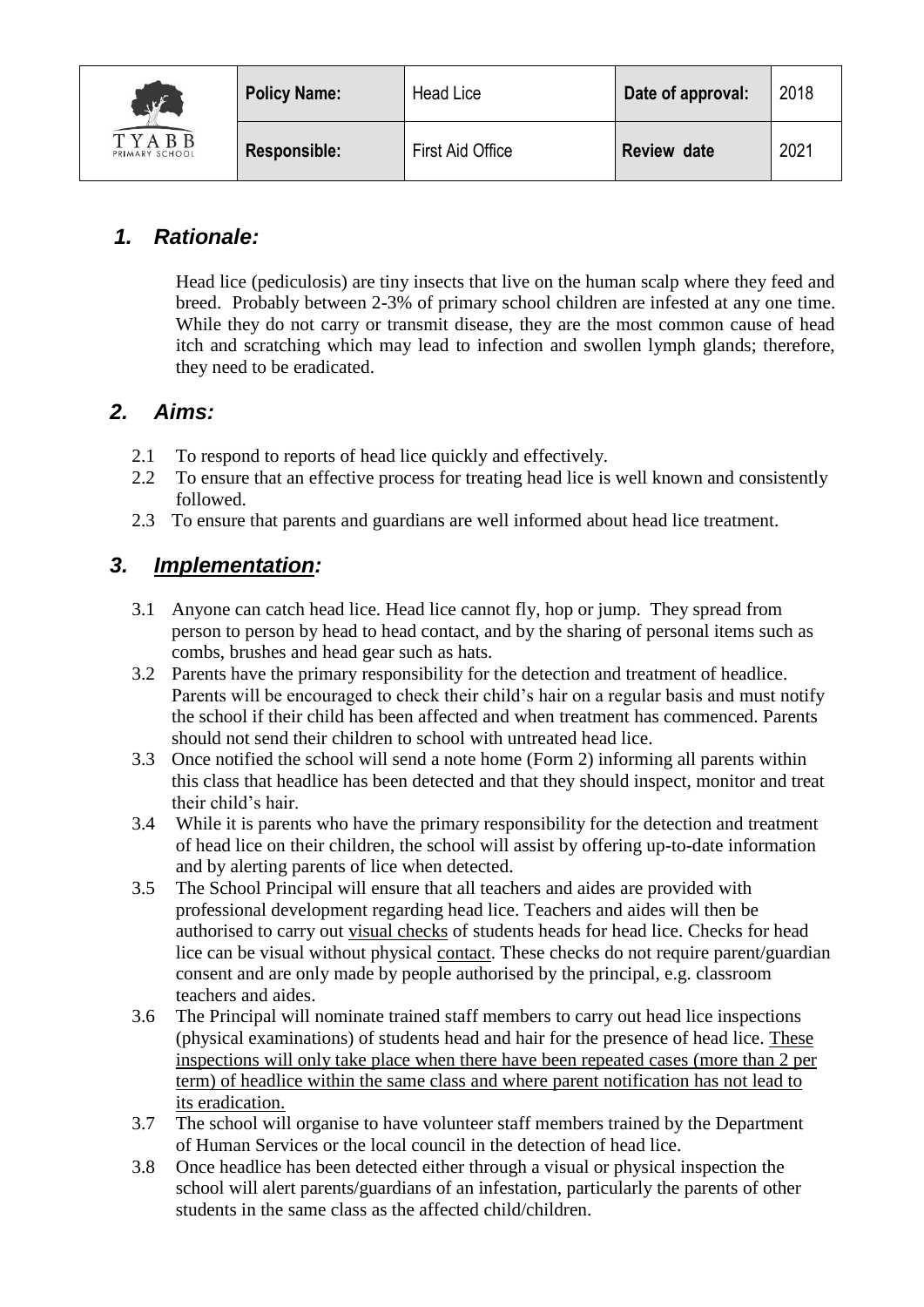| TYABB PRIMARY SCHOOL | Policy Name: | Head Lice | Date of approval: | 2018 |
|---|---|---|---|---|
| | **Responsible:** | First Aid Office | **Review date** | 2021 |

## *1. Rationale:*

Head lice (pediculosis) are tiny insects that live on the human scalp where they feed and breed. Probably between 2-3% of primary school children are infested at any one time. While they do not carry or transmit disease, they are the most common cause of head itch and scratching which may lead to infection and swollen lymph glands; therefore, they need to be eradicated.

## *2. Aims:*

2.1 To respond to reports of head lice quickly and effectively.

2.2 To ensure that an effective process for treating head lice is well known and consistently followed.

2.3 To ensure that parents and guardians are well informed about head lice treatment.

## *3. <u>Implementation</u>:*

3.1 Anyone can catch head lice. Head lice cannot fly, hop or jump. They spread from person to person by head to head contact, and by the sharing of personal items such as combs, brushes and head gear such as hats.

3.2 Parents have the primary responsibility for the detection and treatment of headlice. Parents will be encouraged to check their child's hair on a regular basis and must notify the school if their child has been affected and when treatment has commenced. Parents should not send their children to school with untreated head lice.

3.3 Once notified the school will send a note home (Form 2) informing all parents within this class that headlice has been detected and that they should inspect, monitor and treat their child's hair.

3.4 While it is parents who have the primary responsibility for the detection and treatment of head lice on their children, the school will assist by offering up-to-date information and by alerting parents of lice when detected.

3.5 The School Principal will ensure that all teachers and aides are provided with professional development regarding head lice. Teachers and aides will then be authorised to carry out <u>visual checks</u> of students heads for head lice. Checks for head lice can be visual without physical <u>contact</u>. These checks do not require parent/guardian consent and are only made by people authorised by the principal, e.g. classroom teachers and aides.

3.6 The Principal will nominate trained staff members to carry out head lice inspections (physical examinations) of students head and hair for the presence of head lice. <u>These inspections will only take place when there have been repeated cases (more than 2 per term) of headlice within the same class and where parent notification has not lead to its eradication.</u>

3.7 The school will organise to have volunteer staff members trained by the Department of Human Services or the local council in the detection of head lice.

3.8 Once headlice has been detected either through a visual or physical inspection the school will alert parents/guardians of an infestation, particularly the parents of other students in the same class as the affected child/children.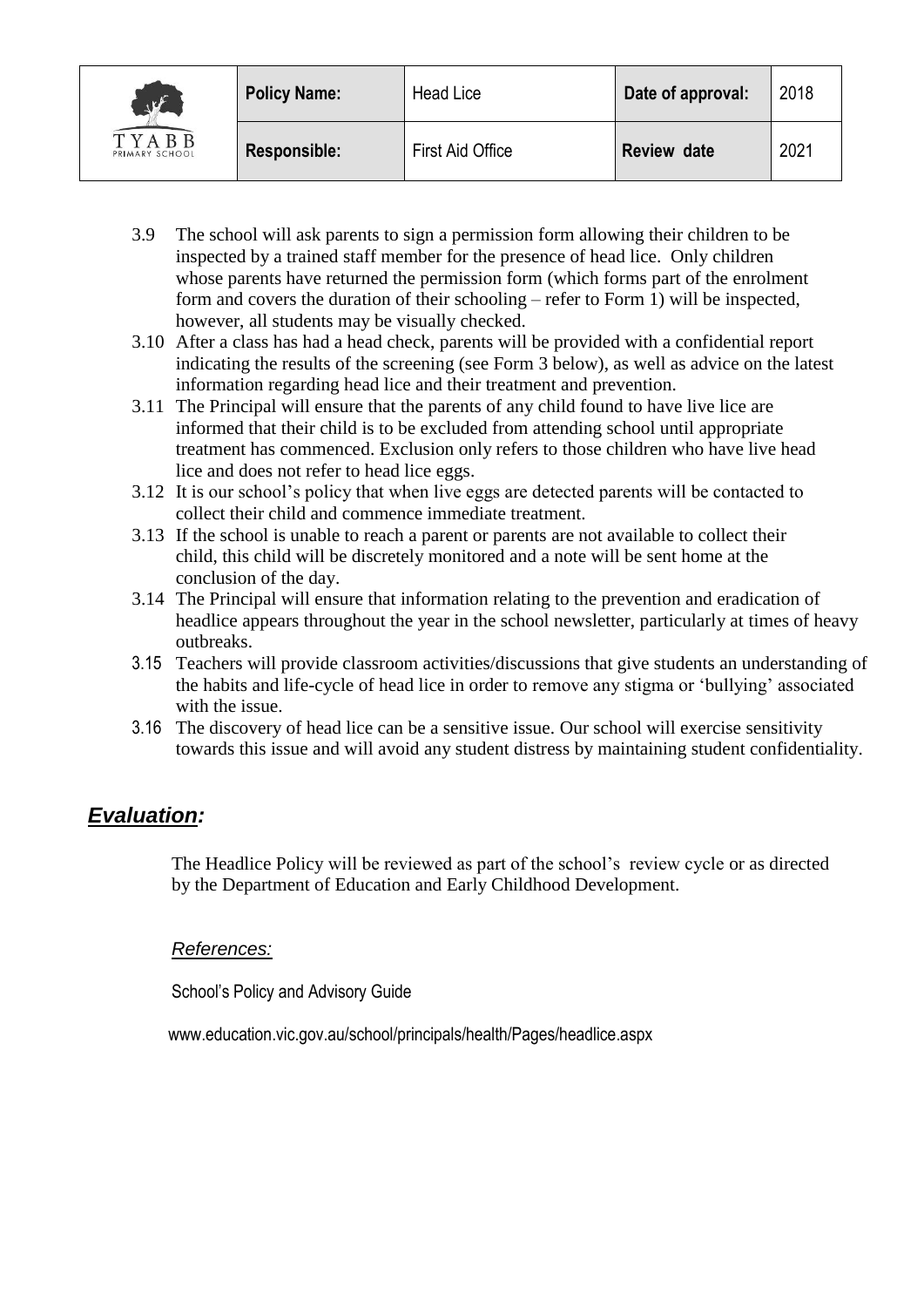| TYABB PRIMARY SCHOOL | Policy Name: | Head Lice | Date of approval: | 2018 |
| --- | --- | --- | --- | --- |
| | Responsible: | First Aid Office | Review date | 2021 |

3.9 The school will ask parents to sign a permission form allowing their children to be inspected by a trained staff member for the presence of head lice. Only children whose parents have returned the permission form (which forms part of the enrolment form and covers the duration of their schooling – refer to Form 1) will be inspected, however, all students may be visually checked.

3.10 After a class has had a head check, parents will be provided with a confidential report indicating the results of the screening (see Form 3 below), as well as advice on the latest information regarding head lice and their treatment and prevention.

3.11 The Principal will ensure that the parents of any child found to have live lice are informed that their child is to be excluded from attending school until appropriate treatment has commenced. Exclusion only refers to those children who have live head lice and does not refer to head lice eggs.

3.12 It is our school's policy that when live eggs are detected parents will be contacted to collect their child and commence immediate treatment.

3.13 If the school is unable to reach a parent or parents are not available to collect their child, this child will be discretely monitored and a note will be sent home at the conclusion of the day.

3.14 The Principal will ensure that information relating to the prevention and eradication of headlice appears throughout the year in the school newsletter, particularly at times of heavy outbreaks.

3.15 Teachers will provide classroom activities/discussions that give students an understanding of the habits and life-cycle of head lice in order to remove any stigma or 'bullying' associated with the issue.

3.16 The discovery of head lice can be a sensitive issue. Our school will exercise sensitivity towards this issue and will avoid any student distress by maintaining student confidentiality.

## ***Evaluation:***

The Headlice Policy will be reviewed as part of the school's review cycle or as directed by the Department of Education and Early Childhood Development.

*References:*

School's Policy and Advisory Guide

www.education.vic.gov.au/school/principals/health/Pages/headlice.aspx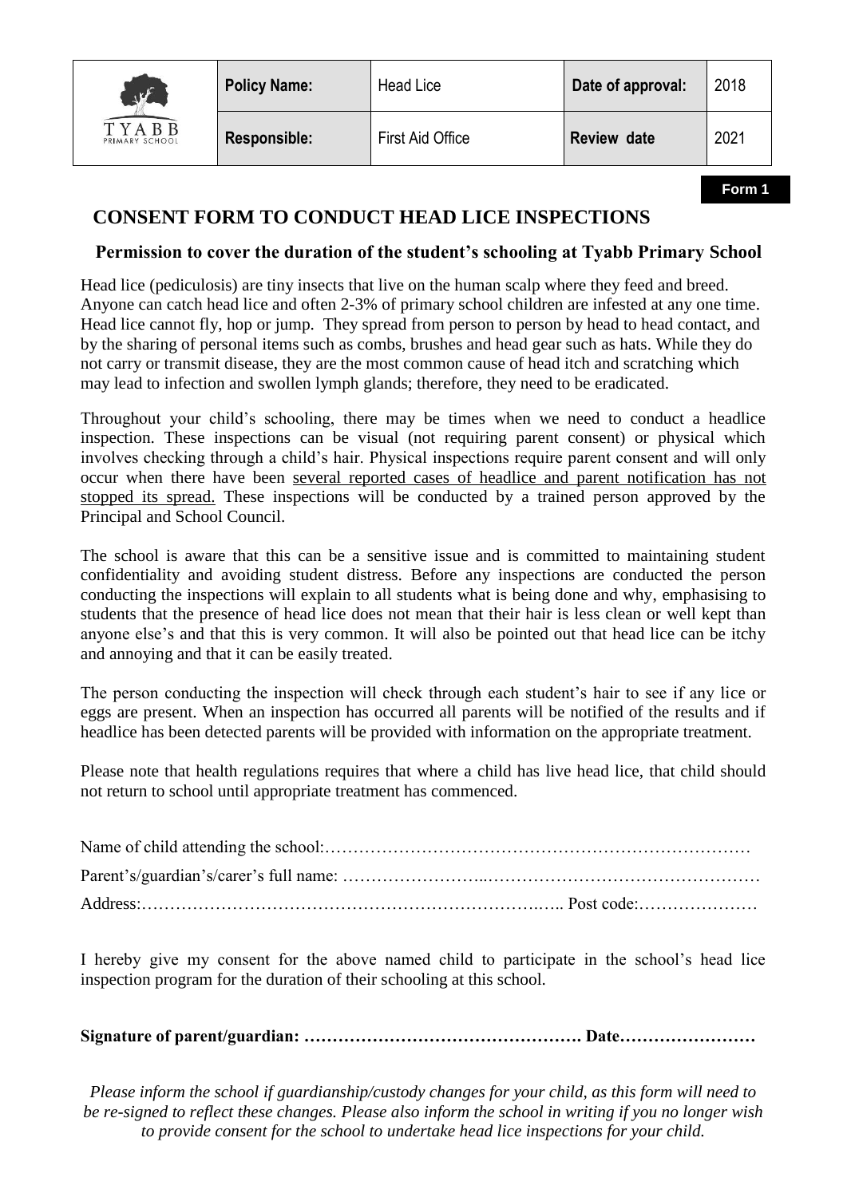| TYABB PRIMARY SCHOOL | Policy Name: | Head Lice | Date of approval: | 2018 |
| --- | --- | --- | --- | --- |
| | Responsible: | First Aid Office | Review date | 2021 |

**Form 1**

# CONSENT FORM TO CONDUCT HEAD LICE INSPECTIONS

### Permission to cover the duration of the student's schooling at Tyabb Primary School

Head lice (pediculosis) are tiny insects that live on the human scalp where they feed and breed. Anyone can catch head lice and often 2-3% of primary school children are infested at any one time. Head lice cannot fly, hop or jump. They spread from person to person by head to head contact, and by the sharing of personal items such as combs, brushes and head gear such as hats. While they do not carry or transmit disease, they are the most common cause of head itch and scratching which may lead to infection and swollen lymph glands; therefore, they need to be eradicated.

Throughout your child's schooling, there may be times when we need to conduct a headlice inspection. These inspections can be visual (not requiring parent consent) or physical which involves checking through a child's hair. Physical inspections require parent consent and will only occur when there have been <u>several reported cases of headlice and parent notification has not stopped its spread.</u> These inspections will be conducted by a trained person approved by the Principal and School Council.

The school is aware that this can be a sensitive issue and is committed to maintaining student confidentiality and avoiding student distress. Before any inspections are conducted the person conducting the inspections will explain to all students what is being done and why, emphasising to students that the presence of head lice does not mean that their hair is less clean or well kept than anyone else's and that this is very common. It will also be pointed out that head lice can be itchy and annoying and that it can be easily treated.

The person conducting the inspection will check through each student's hair to see if any lice or eggs are present. When an inspection has occurred all parents will be notified of the results and if headlice has been detected parents will be provided with information on the appropriate treatment.

Please note that health regulations requires that where a child has live head lice, that child should not return to school until appropriate treatment has commenced.

Name of child attending the school:…………………………………………………………………

Parent's/guardian's/carer's full name: ……………………..…………………………………………

Address:…………………………………………………………..….. Post code:…………………

I hereby give my consent for the above named child to participate in the school's head lice inspection program for the duration of their schooling at this school.

**Signature of parent/guardian: …………………………………………. Date……………………**

*Please inform the school if guardianship/custody changes for your child, as this form will need to be re-signed to reflect these changes. Please also inform the school in writing if you no longer wish to provide consent for the school to undertake head lice inspections for your child.*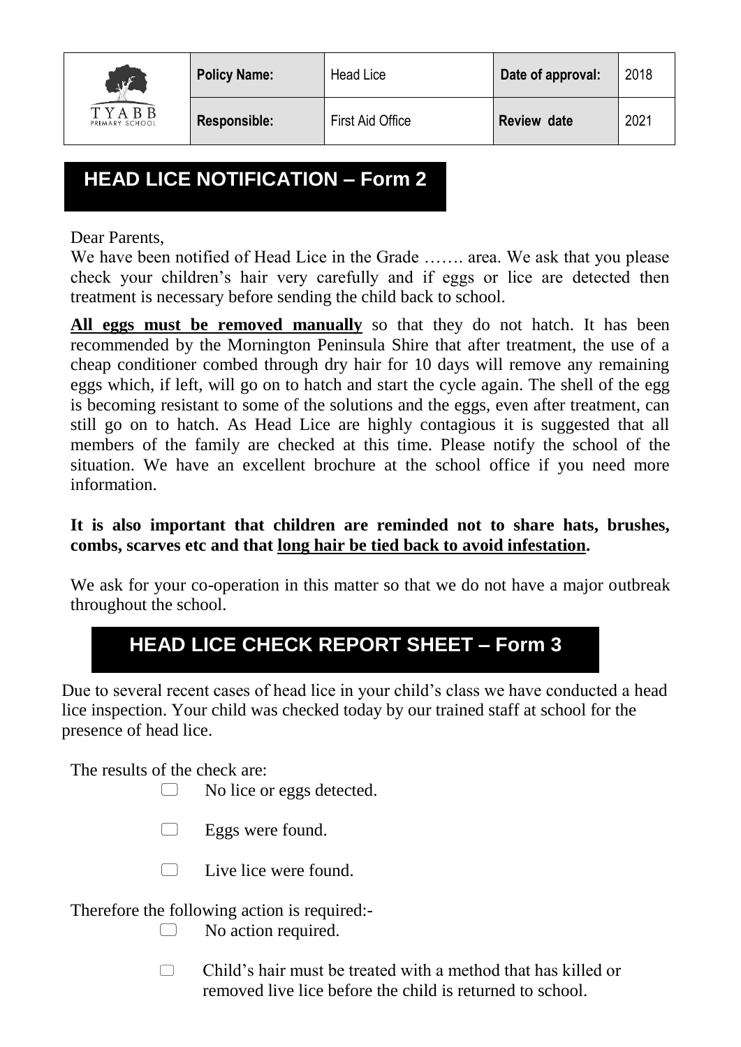| TYABB PRIMARY SCHOOL | Policy Name: | Head Lice | Date of approval: | 2018 |
|---|---|---|---|---|
| | **Responsible:** | First Aid Office | **Review date** | 2021 |

## HEAD LICE NOTIFICATION – Form 2

Dear Parents,

We have been notified of Head Lice in the Grade ……. area. We ask that you please check your children's hair very carefully and if eggs or lice are detected then treatment is necessary before sending the child back to school.

**<u>All eggs must be removed manually</u>** so that they do not hatch. It has been recommended by the Mornington Peninsula Shire that after treatment, the use of a cheap conditioner combed through dry hair for 10 days will remove any remaining eggs which, if left, will go on to hatch and start the cycle again. The shell of the egg is becoming resistant to some of the solutions and the eggs, even after treatment, can still go on to hatch. As Head Lice are highly contagious it is suggested that all members of the family are checked at this time. Please notify the school of the situation. We have an excellent brochure at the school office if you need more information.

**It is also important that children are reminded not to share hats, brushes, combs, scarves etc and that <u>long hair be tied back to avoid infestation</u>.**

We ask for your co-operation in this matter so that we do not have a major outbreak throughout the school.

## HEAD LICE CHECK REPORT SHEET – Form 3

Due to several recent cases of head lice in your child's class we have conducted a head lice inspection. Your child was checked today by our trained staff at school for the presence of head lice.

The results of the check are:

- ☐ No lice or eggs detected.
- ☐ Eggs were found.
- ☐ Live lice were found.

Therefore the following action is required:-

- ☐ No action required.
- ☐ Child's hair must be treated with a method that has killed or removed live lice before the child is returned to school.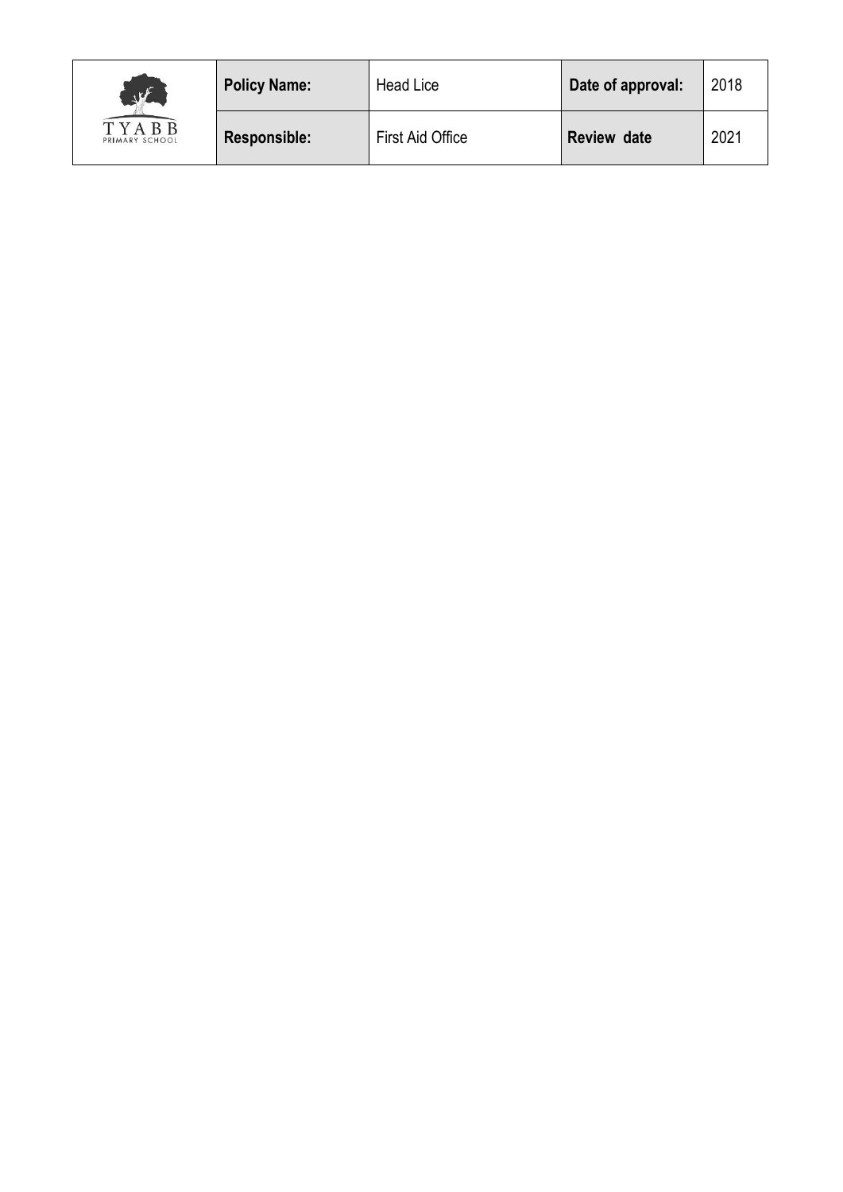| TYABB PRIMARY SCHOOL | Policy Name: | Head Lice | Date of approval: | 2018 |
|---|---|---|---|---|
| | Responsible: | First Aid Office | Review date | 2021 |